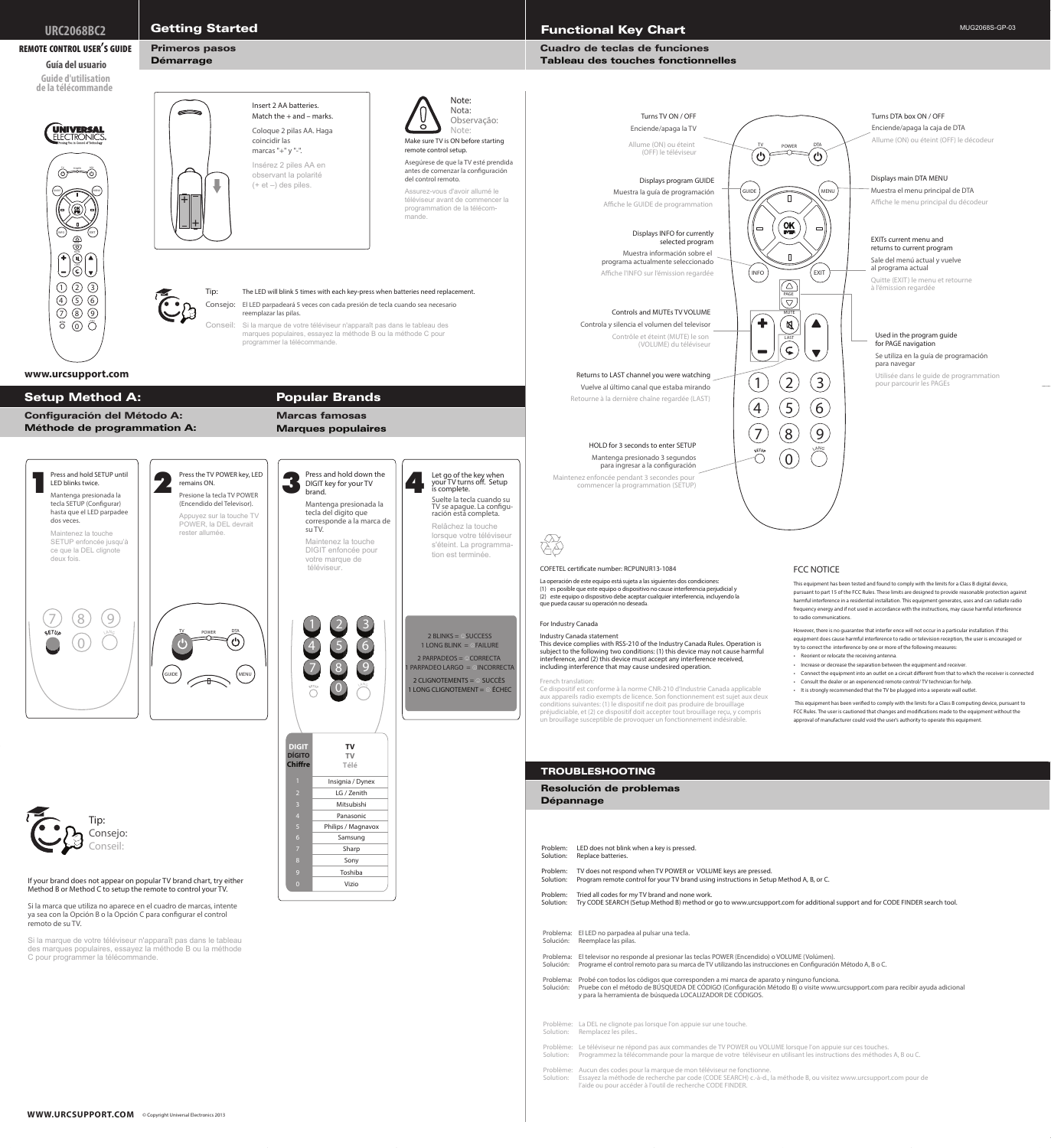# URC2068BC2

**REMOTE CONTROL USER'S GUIDE**

**Guía del usuario**

**Guide d'utilisation de la télécommande**

www.urcsupport.com

## Getting Started

### Primeros pasos
### Démarrage

Insert 2 AA batteries. Match the + and – marks.

Coloque 2 pilas AA. Haga coincidir las marcas "+" y "-".

Insérez 2 piles AA en observant la polarité (+ et –) des piles.

Note:
Nota:
Observação:
Note:

Make sure TV is ON before starting remote control setup.

Asegúrese de que la TV esté prendida antes de comenzar la configuración del control remoto.

Assurez-vous d'avoir allumé le téléviseur avant de commencer la programmation de la télécommande.

Tip: The LED will blink 5 times with each key-press when batteries need replacement.

Consejo: El LED parpadeará 5 veces con cada presión de tecla cuando sea necesario reemplazar las pilas.

Conseil: Si la marque de votre téléviseur n'apparaît pas dans le tableau des marques populaires, essayez la méthode B ou la méthode C pour programmer la télécommande.

## Setup Method A:

### Configuración del Método A:
### Méthode de programmation A:

**1** Press and hold SETUP until LED blinks twice.

Mantenga presionada la tecla SETUP (Configurar) hasta que el LED parpadee dos veces.

Maintenez la touche SETUP enfoncée jusqu'à ce que la DEL clignote deux fois.

**2** Press the TV POWER key, LED remains ON.

Presione la tecla TV POWER (Encendido del Televisor).

Appuyez sur la touche TV POWER, la DEL devrait rester allumée.

**3** Press and hold down the DIGIT key for your TV brand.

Mantenga presionada la tecla del dígito que corresponde a la marca de su TV.

Maintenez la touche DIGIT enfoncée pour votre marque de téléviseur.

**4** Let go of the key when your TV turns off. Setup is complete.

Suelte la tecla cuando su TV se apague. La configuración está completa.

Relâchez la touche lorsque votre téléviseur s'éteint. La programmation est terminée.

2 BLINKS = SUCCESS
1 LONG BLINK = FAILURE

2 PARPADEOS = CORRECTA
1 PARPADEO LARGO = INCORRECTA

2 CLIGNOTEMENTS = SUCCÈS
1 LONG CLIGNOTEMENT = ÉCHEC

## Popular Brands

### Marcas famosas
### Marques populaires

| DIGIT / DÍGITO / Chiffre | TV / TV / Télé |
|---|---|
| 1 | Insignia / Dynex |
| 2 | LG / Zenith |
| 3 | Mitsubishi |
| 4 | Panasonic |
| 5 | Philips / Magnavox |
| 6 | Samsung |
| 7 | Sharp |
| 8 | Sony |
| 9 | Toshiba |
| 0 | Vizio |

Tip:
Consejo:
Conseil:

If your brand does not appear on popular TV brand chart, try either Method B or Method C to setup the remote to control your TV.

Si la marca que utiliza no aparece en el cuadro de marcas, intente ya sea con la Opción B o la Opción C para configurar el control remoto de su TV.

Si la marque de votre téléviseur n'apparaît pas dans le tableau des marques populaires, essayez la méthode B ou la méthode C pour programmer la télécommande.

## Functional Key Chart

### Cuadro de teclas de funciones
### Tableau des touches fonctionnelles

**TV POWER:** Turns TV ON / OFF — Enciende/apaga la TV — Allume (ON) ou éteint (OFF) le téléviseur

**DTA POWER:** Turns DTA box ON / OFF — Enciende/apaga la caja de DTA — Allume (ON) ou éteint (OFF) le décodeur

**GUIDE:** Displays program GUIDE — Muestra la guía de programación — Affiche le GUIDE de programmation

**MENU:** Displays main DTA MENU — Muestra el menu principal de DTA — Affiche le menu principal du décodeur

**INFO:** Displays INFO for currently selected program — Muestra información sobre el programa actualmente seleccionado — Affiche l'INFO sur l'émission regardée

**EXIT:** EXITs current menu and returns to current program — Sale del menú actual y vuelve al programa actual — Quitte (EXIT) le menu et retourne à l'émission regardée

**VOLUME / MUTE:** Controls and MUTEs TV VOLUME — Controla y silencia el volumen del televisor — Contrôle et éteint (MUTE) le son (VOLUME) du téléviseur

**PAGE:** Used in the program guide for PAGE navigation — Se utiliza en la guía de programación para navegar — Utilisée dans le guide de programmation pour parcourir les PAGEs

**LAST:** Returns to LAST channel you were watching — Vuelve al último canal que estaba mirando — Retourne à la dernière chaîne regardée (LAST)

**SETUP:** HOLD for 3 seconds to enter SETUP — Mantenga presionado 3 segundos para ingresar a la configuración — Maintenez enfoncée pendant 3 secondes pour commencer la programmation (SETUP)

COFETEL certificate number: RCPUNUR13-1084

La operación de este equipo está sujeta a las siguientes dos condiciones:
(1) es posible que este equipo o dispositivo no cause interferencia perjudicial y
(2) este equipo o dispositivo debe aceptar cualquier interferencia, incluyendo la que pueda causar su operación no deseada.

For Industry Canada

Industry Canada statement
This device complies with RSS-210 of the Industry Canada Rules. Operation is subject to the following two conditions: (1) this device may not cause harmful interference, and (2) this device must accept any interference received, including interference that may cause undesired operation.

French translation:
Ce dispositif est conforme à la norme CNR-210 d'Industrie Canada applicable aux appareils radio exempts de licence. Son fonctionnement est sujet aux deux conditions suivantes: (1) le dispositif ne doit pas produire de brouillage préjudiciable, et (2) ce dispositif doit accepter tout brouillage reçu, y compris un brouillage susceptible de provoquer un fonctionnement indésirable.

### FCC NOTICE

This equipment has been tested and found to comply with the limits for a Class B digital device, pursuant to part 15 of the FCC Rules. These limits are designed to provide reasonable protection against harmful interference in a residential installation. This equipment generates, uses and can radiate radio frequency energy and if not used in accordance with the instructions, may cause harmful interference to radio communications.

However, there is no guarantee that interfer ence will not occur in a particular installation. If this equipment does cause harmful interference to radio or television reception, the user is encouraged or try to correct the interference by one or more of the following measures:

- Reorient or relocate the receiving antenna.
- Increase or decrease the separation between the equipment and receiver.
- Connect the equipment into an outlet on a circuit different from that to which the receiver is connected
- Consult the dealer or an experienced remote control/ TV technician for help.
- It is strongly recommended that the TV be plugged into a seperate wall outlet.

This equipment has been verified to comply with the limits for a Class B computing device, pursuant to FCC Rules. The user is cautioned that changes and modifications made to the equipment without the approval of manufacturer could void the user's authority to operate this equipment.

## TROUBLESHOOTING

### Resolución de problemas
### Dépannage

Problem: LED does not blink when a key is pressed.
Solution: Replace batteries.

Problem: TV does not respond when TV POWER or VOLUME keys are pressed.
Solution: Program remote control for your TV brand using instructions in Setup Method A, B, or C.

Problem: Tried all codes for my TV brand and none work.
Solution: Try CODE SEARCH (Setup Method B) method or go to www.urcsupport.com for additional support and for CODE FINDER search tool.

Problema: El LED no parpadea al pulsar una tecla.
Solución: Reemplace las pilas.

Problema: El televisor no responde al presionar las teclas POWER (Encendido) o VOLUME (Volúmen).
Solución: Programe el control remoto para su marca de TV utilizando las instrucciones en Configuración Método A, B o C.

Problema: Probé con todos los códigos que corresponden a mi marca de aparato y ninguno funciona.
Solución: Pruebe con el método de BÚSQUEDA DE CÓDIGO (Configuración Método B) o visite www.urcsupport.com para recibir ayuda adicional y para la herramienta de búsqueda LOCALIZADOR DE CÓDIGOS.

Problème: La DEL ne clignote pas lorsque l'on appuie sur une touche.
Solution: Remplacez les piles..

Problème: Le téléviseur ne répond pas aux commandes de TV POWER ou VOLUME lorsque l'on appuie sur ces touches.
Solution: Programmez la télécommande pour la marque de votre téléviseur en utilisant les instructions des méthodes A, B ou C.

Problème: Aucun des codes pour la marque de mon téléviseur ne fonctionne.
Solution: Essayez la méthode de recherche par code (CODE SEARCH) c.-à-d., la méthode B, ou visitez www.urcsupport.com pour de l'aide ou pour accéder à l'outil de recherche CODE FINDER.

WWW.URCSUPPORT.COM © Copyright Universal Electronics 2013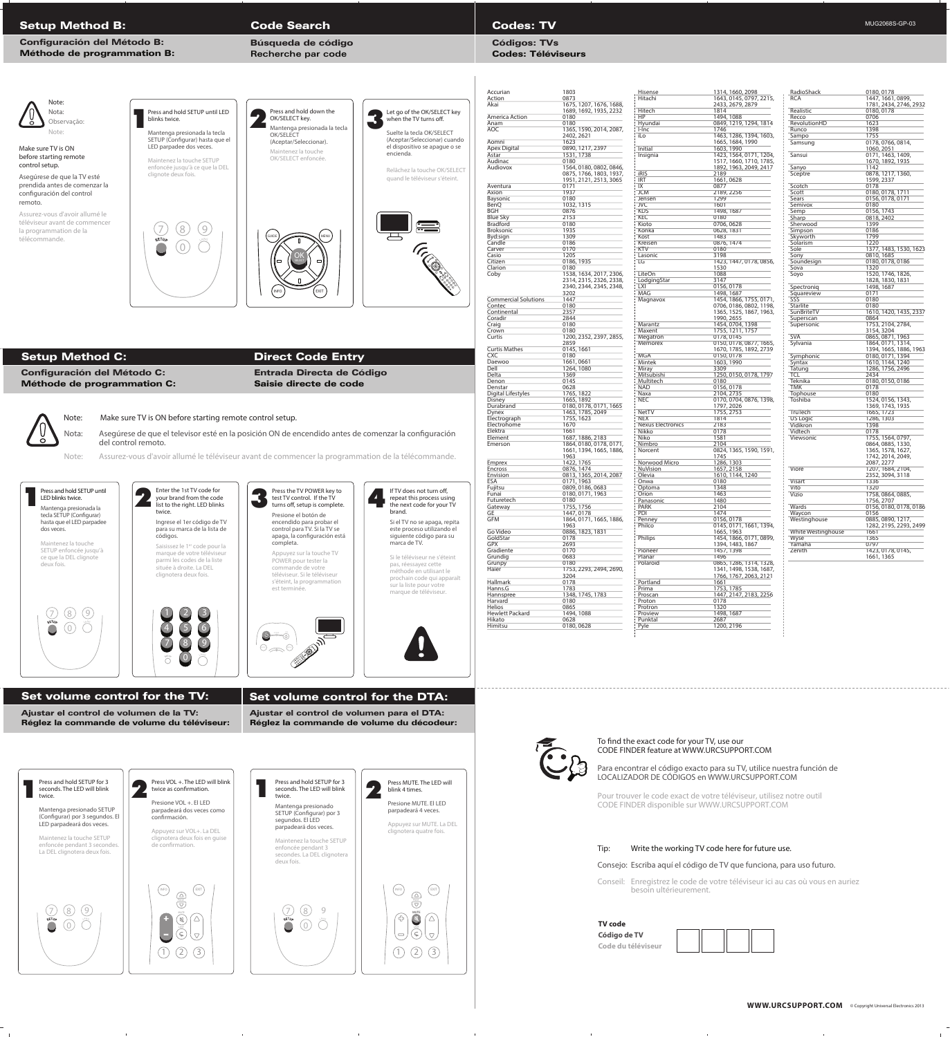## Setup Method B:

**Configuración del Método B:**
**Méthode de programmation B:**

## Code Search

**Búsqueda de código**
**Recherche par code**

Note:
Nota:
Observação:
Note:

Make sure TV is ON before starting remote control setup.

Asegúrese de que la TV esté prendida antes de comenzar la configuración del control remoto.

Assurez-vous d'avoir allumé le téléviseur avant de commencer la programmation de la télécommande.

**1** Press and hold SETUP until LED blinks twice.

Mantenga presionada la tecla SETUP (Configurar) hasta que el LED parpadee dos veces.

Maintenez la touche SETUP enfoncée jusqu'à ce que la DEL clignote deux fois.

**2** Press and hold down the OK/SELECT key.

Mantenga presionada la tecla OK/SELECT (Aceptar/Seleccionar).

Maintenez la touche OK/SELECT enfoncée.

**3** Let go of the OK/SELECT key when the TV turns off.

Suelte la tecla OK/SELECT (Aceptar/Seleccionar) cuando el dispositivo se apague o se encienda.

Relâchez la touche OK/SELECT quand le téléviseur s'éteint.

## Setup Method C:

**Configuración del Método C:**
**Méthode de programmation C:**

## Direct Code Entry

**Entrada Directa de Código**
**Saisie directe de code**

Note: Make sure TV is ON before starting remote control setup.

Nota: Asegúrese de que el televisor esté en la posición ON de encendido antes de comenzar la configuración del control remoto.

Note: Assurez-vous d'avoir allumé le téléviseur avant de commencer la programmation de la télécommande.

**1** Press and hold SETUP until LED blinks twice.

Mantenga presionada la tecla SETUP (Configurar) hasta que el LED parpadee dos veces.

Maintenez la touche SETUP enfoncée jusqu'à ce que la DEL clignote deux fois.

**2** Enter the 1st TV code for your brand from the code list to the right. LED blinks twice.

Ingrese el 1er código de TV para su marca de la lista de códigos.

Saisissez le 1er code pour la marque de votre téléviseur parmi les codes de la liste située à droite. La DEL clignotera deux fois.

**3** Press the TV POWER key to test TV control. If the TV turns off, setup is complete.

Presione el botón de encendido para probar el control para TV. Si la TV se apaga, la configuración está completa.

Appuyez sur la touche TV POWER pour tester la commande de votre téléviseur. Si le téléviseur s'éteint, la programmation est terminée.

**4** If TV does not turn off, repeat this process using the next code for your TV brand.

Si el TV no se apaga, repita este proceso utilizando el siguiente código para su marca de TV.

Si le téléviseur ne s'éteint pas, réessayez cette méthode en utilisant le prochain code qui apparaît sur la liste pour votre marque de téléviseur.

## Set volume control for the TV:

**Ajustar el control de volumen de la TV:**
**Réglez la commande de volume du téléviseur:**

**1** Press and hold SETUP for 3 seconds. The LED will blink twice.

Mantenga presionado SETUP (Configurar) por 3 segundos. El LED parpadeará dos veces.

Maintenez la touche SETUP enfoncée pendant 3 secondes. La DEL clignotera deux fois.

**2** Press VOL +. The LED will blink twice as confirmation.

Presione VOL +. El LED parpadeará dos veces como confirmación.

Appuyez sur VOL+. La DEL clignotera deux fois en guise de confirmation.

## Set volume control for the DTA:

**Ajustar el control de volumen para el DTA:**
**Réglez la commande de volume du décodeur:**

**1** Press and hold SETUP for 3 seconds. The LED will blink twice.

Mantenga presionado SETUP (Configurar) por 3 segundos. El LED parpadeará dos veces.

Maintenez la touche SETUP enfoncée pendant 3 secondes. La DEL clignotera deux fois.

**2** Press MUTE. The LED will blink 4 times.

Presione MUTE. El LED parpadeará 4 veces.

Appuyez sur MUTE. La DEL clignotera quatre fois.

## Codes: TV

MUG2068S-GP-03

**Códigos: TVs**
**Codes: Téléviseurs**

| | |
|---|---|
| Accurian | 1803 |
| Action | 0873 |
| Akai | 1675, 1207, 1676, 1688, 1689, 1692, 1935, 2232 |
| America Action | 0180 |
| Anam | 0180 |
| AOC | 1365, 1590, 2014, 2087, 2402, 2621 |
| Aomni | 1623 |
| Apex Digital | 0890, 1217, 2397 |
| Astar | 1531, 1738 |
| Audinac | 0180 |
| Audiovox | 1564, 0180, 0802, 0846, 0875, 1766, 1803, 1937, 1951, 2121, 2513, 3065 |
| Aventura | 0171 |
| Axion | 1937 |
| Baysonic | 0180 |
| BenQ | 1032, 1315 |
| BGH | 0876 |
| Blue Sky | 2153 |
| Bradford | 0180 |
| Broksonic | 1935 |
| Byd:sign | 1309 |
| Candle | 0186 |
| Carver | 0170 |
| Casio | 1205 |
| Citizen | 0186, 1935 |
| Clarion | 0180 |
| Coby | 1538, 1634, 2017, 2306, 2314, 2315, 2326, 2338, 2340, 2344, 2345, 2348, 3202 |
| Commercial Solutions | 1447 |
| Contec | 0180 |
| Continental | 2357 |
| Coradir | 2844 |
| Craig | 0180 |
| Crown | 0180 |
| Curtis | 1200, 2352, 2397, 2855, 2859 |
| Curtis Mathes | 0145, 1661 |
| CXC | 0180 |
| Daewoo | 1661, 0661 |
| Dell | 1264, 1080 |
| Delta | 1369 |
| Denon | 0145 |
| Denstar | 0628 |
| Digital Lifestyles | 1765, 1822 |
| Disney | 1665, 1892 |
| Durabrand | 0180, 0178, 0171, 1665 |
| Dynex | 1463, 1785, 2049 |
| Electrograph | 1755, 1623 |
| Electrohome | 1670 |
| Elektra | 1661 |
| Element | 1687, 1886, 2183 |
| Emerson | 1864, 0180, 0178, 0171, 1661, 1394, 1665, 1886, 1963 |
| Emprex | 1422, 1765 |
| Encross | 0876, 1474 |
| Envision | 0813, 1365, 2014, 2087 |
| ESA | 0171, 1963 |
| Fujitsu | 0809, 0186, 0683 |
| Funai | 0180, 0171, 1963 |
| Futuretech | 0180 |
| Gateway | 1755, 1756 |
| GE | 1447, 0178 |
| GFM | 1864, 0171, 1665, 1886, 1963 |
| Go Video | 0886, 1823, 1831 |
| GoldStar | 0178 |
| GPX | 2693 |
| Gradiente | 0170 |
| Grundig | 0683 |
| Grunpy | 0180 |
| Haier | 1753, 2293, 2494, 2690, 3204 |
| Hallmark | 0178 |
| Hanns.G | 1783 |
| Hannspree | 1348, 1745, 1783 |
| Harvard | 0180 |
| Helios | 0865 |
| Hewlett Packard | 1494, 1088 |
| Hikato | 0628 |
| Himitsu | 0180, 0628 |
| Hisense | 1314, 1660, 2098 |
| Hitachi | 1643, 0145, 0797, 2215, 2433, 2679, 2879 |
| Hitech | 1814 |
| HP | 1494, 1088 |
| Hyundai | 0849, 1219, 1294, 1814 |
| I-Inc | 1746 |
| iLo | 1463, 1286, 1394, 1603, 1665, 1684, 1990 |
| Initial | 1603, 1990 |
| Insignia | 1423, 1564, 0171, 1204, 1517, 1660, 1710, 1785, 1892, 1963, 2049, 2417 |
| iRIS | 2189 |
| IRT | 1661, 0628 |
| IX | 0877 |
| JCM | 2189, 2256 |
| Jensen | 1299 |
| JVC | 1601 |
| KDS | 1498, 1687 |
| KEC | 0180 |
| Kioto | 0706, 0628 |
| Konka | 0628, 1831 |
| Kost | 1483 |
| Kreisen | 0876, 1474 |
| KTV | 0180 |
| Lasonic | 3198 |
| LG | 1423, 1447, 0178, 0856, 1530 |
| LiteOn | 1088 |
| LodgingStar | 3147 |
| LXI | 0156, 0178 |
| MAG | 1498, 1687 |
| Magnavox | 1454, 1866, 1755, 0171, 0706, 0186, 0802, 1198, 1365, 1525, 1867, 1963, 1990, 2655 |
| Marantz | 1454, 0704, 1398 |
| Maxent | 1755, 1211, 1757 |
| Megatron | 0178, 0145 |
| Memorex | 0150, 0178, 0877, 1665, 1670, 1785, 1892, 2739 |
| MGA | 0150, 0178 |
| Mintek | 1603, 1990 |
| Miray | 3309 |
| Mitsubishi | 1250, 0150, 0178, 1797 |
| Multitech | 0180 |
| NAD | 0156, 0178 |
| Naxa | 2104, 2735 |
| NEC | 0170, 0704, 0876, 1398, 1797, 2026 |
| NetTV | 1755, 2753 |
| NEX | 1814 |
| Nexus Electronics | 2183 |
| Nikko | 0178 |
| Niko | 1581 |
| Nimbro | 2104 |
| Norcent | 0824, 1365, 1590, 1591, 1745 |
| Norwood Micro | 1286, 1303 |
| NuVision | 1657, 2158 |
| Olevia | 1610, 1144, 1240 |
| Onwa | 0180 |
| Optoma | 1348 |
| Orion | 1463 |
| Panasonic | 1480 |
| PARK | 2104 |
| PDI | 1474 |
| Penney | 0156, 0178 |
| Philco | 0145, 0171, 1661, 1394, 1665, 1963 |
| Philips | 1454, 1866, 0171, 0899, 1394, 1483, 1867 |
| Pioneer | 1457, 1398 |
| Planar | 1496 |
| Polaroid | 0865, 1286, 1314, 1328, 1341, 1498, 1538, 1687, 1766, 1767, 2063, 2121 |
| Portland | 1661 |
| Prima | 1753, 1785 |
| Proscan | 1447, 2147, 2183, 2256 |
| Proton | 0178 |
| Protron | 1320 |
| Proview | 1498, 1687 |
| Punktal | 2687 |
| Pyle | 1200, 2196 |
| RadioShack | 0180, 0178 |
| RCA | 1447, 1661, 0899, 1781, 2434, 2746, 2932 |
| Realistic | 0180, 0178 |
| Recco | 0706 |
| RevolutionHD | 1623 |
| Runco | 1398 |
| Sampo | 1755 |
| Samsung | 0178, 0766, 0814, 1060, 2051 |
| Sansui | 0171, 1463, 1409, 1670, 1892, 1935 |
| Sanyo | 1142 |
| Sceptre | 0878, 1217, 1360, 1599, 2337 |
| Scotch | 0178 |
| Scott | 0180, 0178, 1711 |
| Sears | 0156, 0178, 0171 |
| Semivox | 0180 |
| Semp | 0156, 1743 |
| Sharp | 0818, 2402 |
| Sherwood | 1399 |
| Simpson | 0186 |
| Skyworth | 1799 |
| Solarism | 1220 |
| Sole | 1377, 1483, 1530, 1623 |
| Sony | 0810, 1685 |
| Soundesign | 0180, 0178, 0186 |
| Sova | 1320 |
| Soyo | 1520, 1746, 1826, 1828, 1830, 1831 |
| Spectroniq | 1498, 1687 |
| Squareview | 0171 |
| SSS | 0180 |
| Starlite | 0180 |
| SunBriteTV | 1610, 1420, 1435, 2337 |
| Superscan | 0864 |
| Supersonic | 1753, 2104, 2784, 3154, 3204 |
| SVA | 0865, 0871, 1963 |
| Sylvania | 1864, 0171, 1314, 1394, 1665, 1886, 1963 |
| Symphonic | 0180, 0171, 1394 |
| Syntax | 1610, 1144, 1240 |
| Tatung | 1286, 1756, 2496 |
| TCL | 2434 |
| Teknika | 0180, 0150, 0186 |
| TMK | 0178 |
| Tophouse | 0180 |
| Toshiba | 1524, 0156, 1343, 1369, 1743, 1935 |
| TruTech | 1665, 1723 |
| US Logic | 1286, 1303 |
| Vidikron | 1398 |
| Vidtech | 0178 |
| Viewsonic | 1755, 1564, 0797, 0864, 0885, 1330, 1365, 1578, 1627, 1742, 2014, 2049, 2087, 2277 |
| Viore | 1207, 1684, 2104, 2352, 3094, 3118 |
| Visart | 1336 |
| Vito | 1320 |
| Vizio | 1758, 0864, 0885, 1756, 2707 |
| Wards | 0156, 0180, 0178, 0186 |
| Waycon | 0156 |
| Westinghouse | 0885, 0890, 1217, 1282, 2195, 2293, 2499 |
| White Westinghouse | 1661 |
| Wyse | 1365 |
| Yamaha | 0797 |
| Zenith | 1423, 0178, 0145, 1661, 1365 |

To find the exact code for your TV, use our CODE FINDER feature at WWW.URCSUPPORT.COM

Para encontrar el código exacto para su TV, utilice nuestra función de LOCALIZADOR DE CÓDIGOS en WWW.URCSUPPORT.COM

Pour trouver le code exact de votre téléviseur, utilisez notre outil CODE FINDER disponible sur WWW.URCSUPPORT.COM

Tip: Write the working TV code here for future use.

Consejo: Escriba aquí el código de TV que funciona, para uso futuro.

Conseil: Enregistrez le code de votre téléviseur ici au cas où vous en auriez besoin ultérieurement.

**TV code**
**Código de TV**
**Code du téléviseur**

**WWW.URCSUPPORT.COM** © Copyright Universal Electronics 2013